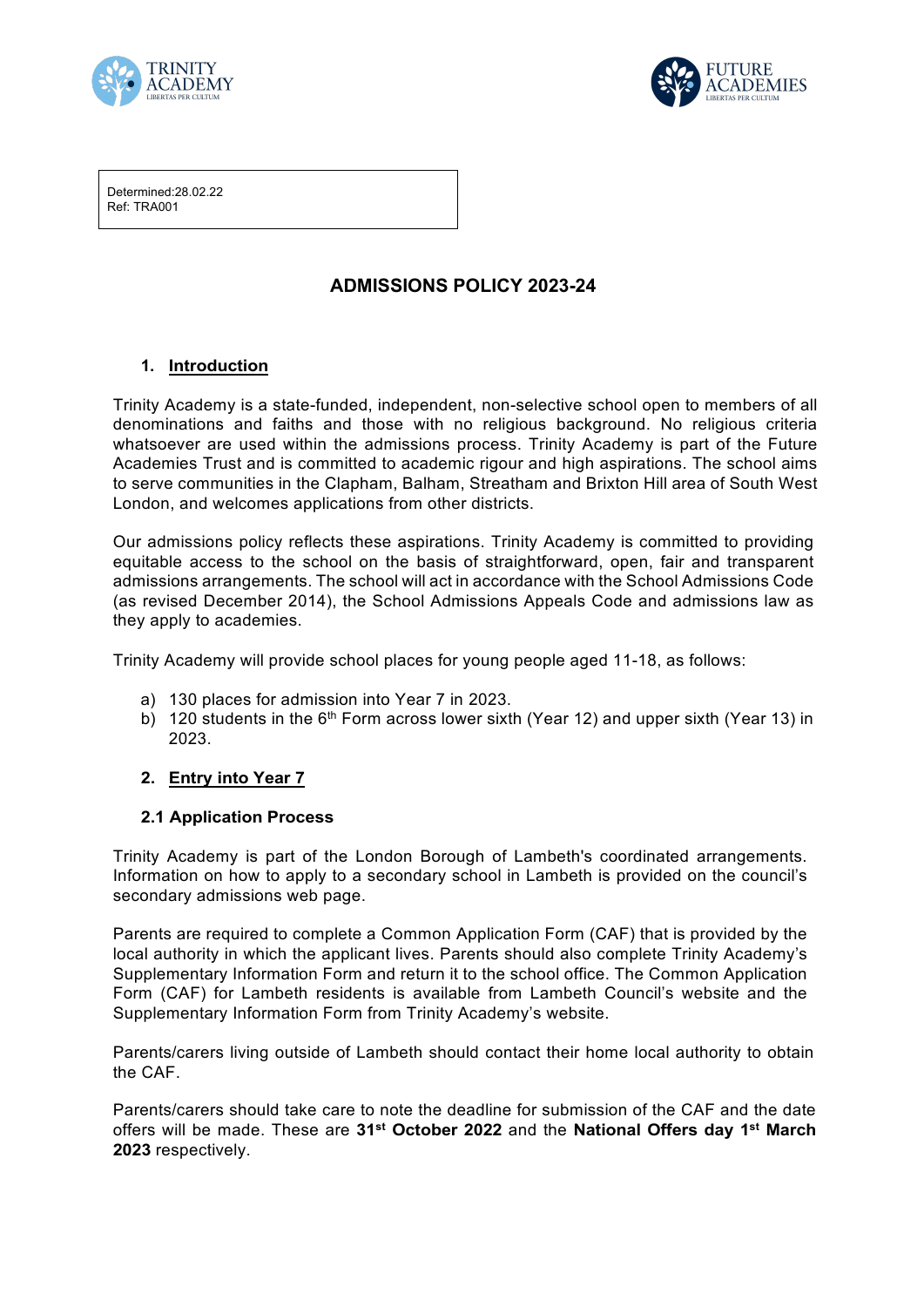Determined:28.02.22
Ref: TRA001

# ADMISSIONS POLICY 2023-24

## 1. Introduction

Trinity Academy is a state-funded, independent, non-selective school open to members of all denominations and faiths and those with no religious background. No religious criteria whatsoever are used within the admissions process. Trinity Academy is part of the Future Academies Trust and is committed to academic rigour and high aspirations. The school aims to serve communities in the Clapham, Balham, Streatham and Brixton Hill area of South West London, and welcomes applications from other districts.

Our admissions policy reflects these aspirations. Trinity Academy is committed to providing equitable access to the school on the basis of straightforward, open, fair and transparent admissions arrangements. The school will act in accordance with the School Admissions Code (as revised December 2014), the School Admissions Appeals Code and admissions law as they apply to academies.

Trinity Academy will provide school places for young people aged 11-18, as follows:

a) 130 places for admission into Year 7 in 2023.
b) 120 students in the 6th Form across lower sixth (Year 12) and upper sixth (Year 13) in 2023.

## 2. Entry into Year 7

### 2.1 Application Process

Trinity Academy is part of the London Borough of Lambeth's coordinated arrangements. Information on how to apply to a secondary school in Lambeth is provided on the council's secondary admissions web page.

Parents are required to complete a Common Application Form (CAF) that is provided by the local authority in which the applicant lives. Parents should also complete Trinity Academy's Supplementary Information Form and return it to the school office. The Common Application Form (CAF) for Lambeth residents is available from Lambeth Council's website and the Supplementary Information Form from Trinity Academy's website.

Parents/carers living outside of Lambeth should contact their home local authority to obtain the CAF.

Parents/carers should take care to note the deadline for submission of the CAF and the date offers will be made. These are **31st October 2022** and the **National Offers day 1st March 2023** respectively.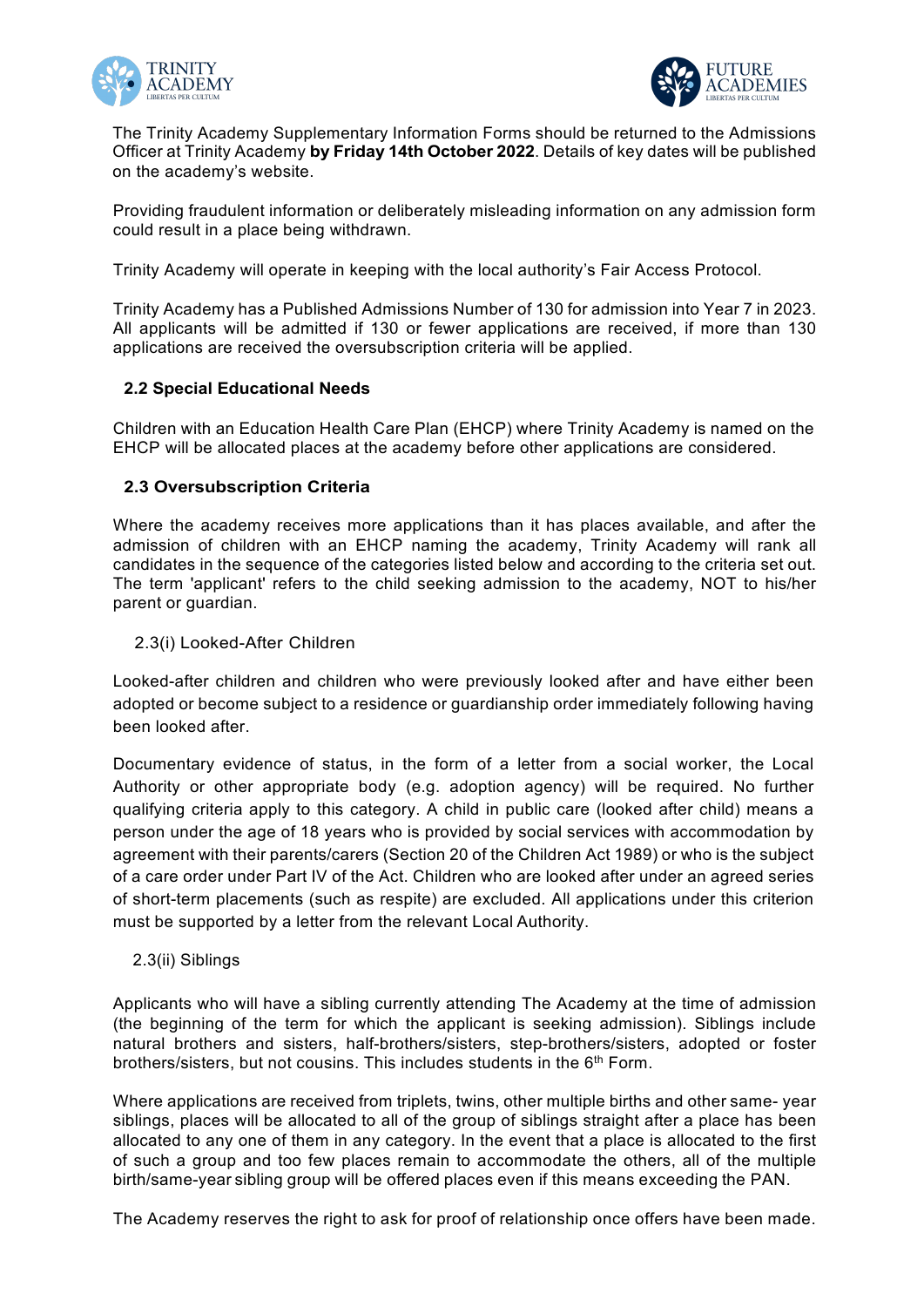The Trinity Academy Supplementary Information Forms should be returned to the Admissions Officer at Trinity Academy **by Friday 14th October 2022**. Details of key dates will be published on the academy's website.

Providing fraudulent information or deliberately misleading information on any admission form could result in a place being withdrawn.

Trinity Academy will operate in keeping with the local authority's Fair Access Protocol.

Trinity Academy has a Published Admissions Number of 130 for admission into Year 7 in 2023. All applicants will be admitted if 130 or fewer applications are received, if more than 130 applications are received the oversubscription criteria will be applied.

### 2.2 Special Educational Needs

Children with an Education Health Care Plan (EHCP) where Trinity Academy is named on the EHCP will be allocated places at the academy before other applications are considered.

### 2.3 Oversubscription Criteria

Where the academy receives more applications than it has places available, and after the admission of children with an EHCP naming the academy, Trinity Academy will rank all candidates in the sequence of the categories listed below and according to the criteria set out. The term 'applicant' refers to the child seeking admission to the academy, NOT to his/her parent or guardian.

#### 2.3(i) Looked-After Children

Looked-after children and children who were previously looked after and have either been adopted or become subject to a residence or guardianship order immediately following having been looked after.

Documentary evidence of status, in the form of a letter from a social worker, the Local Authority or other appropriate body (e.g. adoption agency) will be required. No further qualifying criteria apply to this category. A child in public care (looked after child) means a person under the age of 18 years who is provided by social services with accommodation by agreement with their parents/carers (Section 20 of the Children Act 1989) or who is the subject of a care order under Part IV of the Act. Children who are looked after under an agreed series of short-term placements (such as respite) are excluded. All applications under this criterion must be supported by a letter from the relevant Local Authority.

#### 2.3(ii) Siblings

Applicants who will have a sibling currently attending The Academy at the time of admission (the beginning of the term for which the applicant is seeking admission). Siblings include natural brothers and sisters, half-brothers/sisters, step-brothers/sisters, adopted or foster brothers/sisters, but not cousins. This includes students in the 6th Form.

Where applications are received from triplets, twins, other multiple births and other same- year siblings, places will be allocated to all of the group of siblings straight after a place has been allocated to any one of them in any category. In the event that a place is allocated to the first of such a group and too few places remain to accommodate the others, all of the multiple birth/same-year sibling group will be offered places even if this means exceeding the PAN.

The Academy reserves the right to ask for proof of relationship once offers have been made.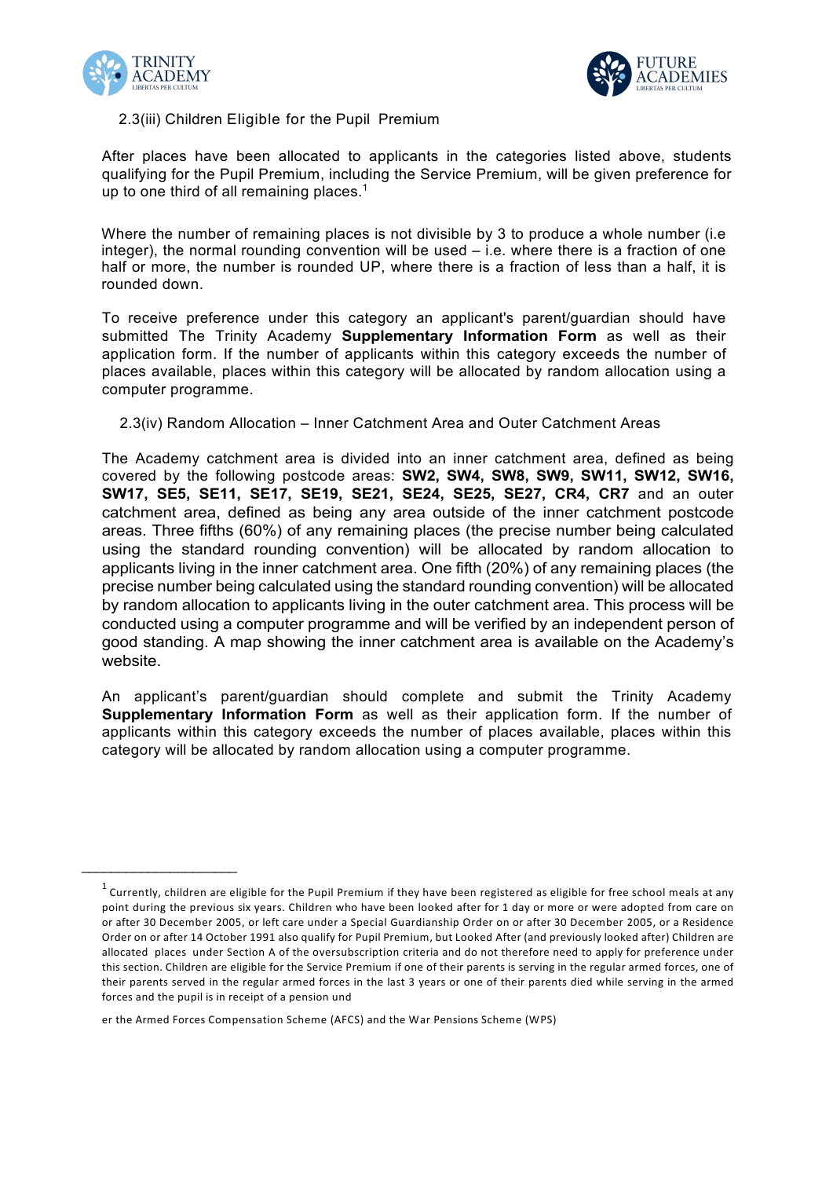### 2.3(iii) Children Eligible for the Pupil Premium

After places have been allocated to applicants in the categories listed above, students qualifying for the Pupil Premium, including the Service Premium, will be given preference for up to one third of all remaining places.[1]

Where the number of remaining places is not divisible by 3 to produce a whole number (i.e integer), the normal rounding convention will be used – i.e. where there is a fraction of one half or more, the number is rounded UP, where there is a fraction of less than a half, it is rounded down.

To receive preference under this category an applicant's parent/guardian should have submitted The Trinity Academy **Supplementary Information Form** as well as their application form. If the number of applicants within this category exceeds the number of places available, places within this category will be allocated by random allocation using a computer programme.

### 2.3(iv) Random Allocation – Inner Catchment Area and Outer Catchment Areas

The Academy catchment area is divided into an inner catchment area, defined as being covered by the following postcode areas: **SW2, SW4, SW8, SW9, SW11, SW12, SW16, SW17, SE5, SE11, SE17, SE19, SE21, SE24, SE25, SE27, CR4, CR7** and an outer catchment area, defined as being any area outside of the inner catchment postcode areas. Three fifths (60%) of any remaining places (the precise number being calculated using the standard rounding convention) will be allocated by random allocation to applicants living in the inner catchment area. One fifth (20%) of any remaining places (the precise number being calculated using the standard rounding convention) will be allocated by random allocation to applicants living in the outer catchment area. This process will be conducted using a computer programme and will be verified by an independent person of good standing. A map showing the inner catchment area is available on the Academy's website.

An applicant's parent/guardian should complete and submit the Trinity Academy **Supplementary Information Form** as well as their application form. If the number of applicants within this category exceeds the number of places available, places within this category will be allocated by random allocation using a computer programme.

---

[1] Currently, children are eligible for the Pupil Premium if they have been registered as eligible for free school meals at any point during the previous six years. Children who have been looked after for 1 day or more or were adopted from care on or after 30 December 2005, or left care under a Special Guardianship Order on or after 30 December 2005, or a Residence Order on or after 14 October 1991 also qualify for Pupil Premium, but Looked After (and previously looked after) Children are allocated places under Section A of the oversubscription criteria and do not therefore need to apply for preference under this section. Children are eligible for the Service Premium if one of their parents is serving in the regular armed forces, one of their parents served in the regular armed forces in the last 3 years or one of their parents died while serving in the armed forces and the pupil is in receipt of a pension und

er the Armed Forces Compensation Scheme (AFCS) and the War Pensions Scheme (WPS)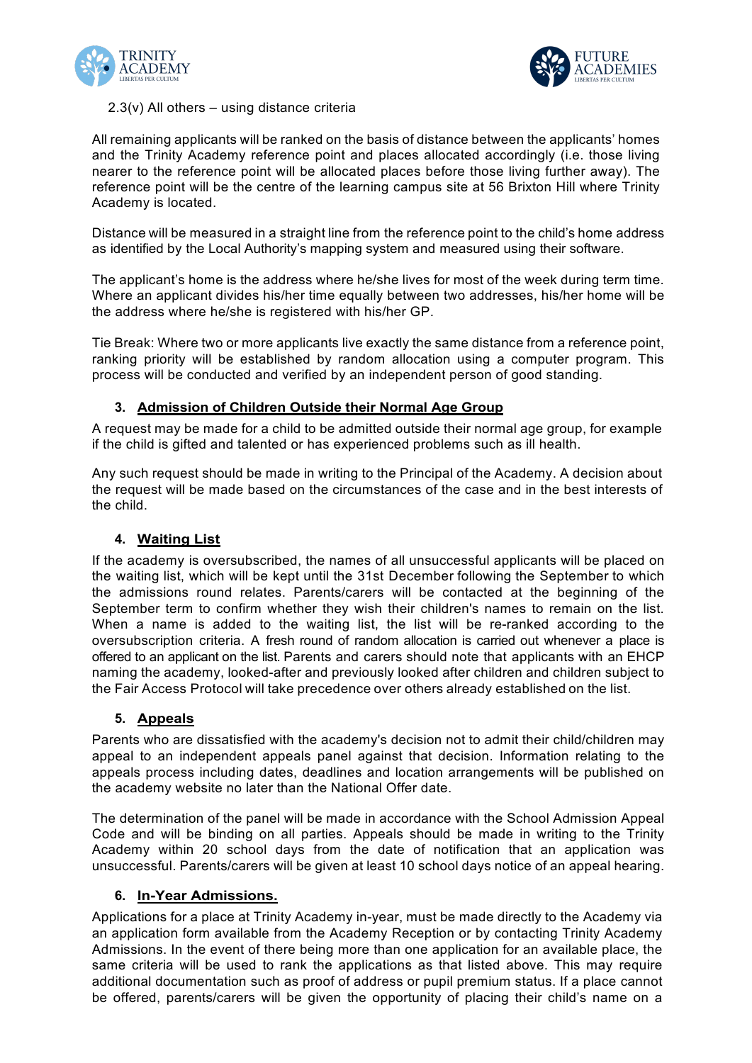2.3(v) All others – using distance criteria

All remaining applicants will be ranked on the basis of distance between the applicants' homes and the Trinity Academy reference point and places allocated accordingly (i.e. those living nearer to the reference point will be allocated places before those living further away). The reference point will be the centre of the learning campus site at 56 Brixton Hill where Trinity Academy is located.

Distance will be measured in a straight line from the reference point to the child's home address as identified by the Local Authority's mapping system and measured using their software.

The applicant's home is the address where he/she lives for most of the week during term time. Where an applicant divides his/her time equally between two addresses, his/her home will be the address where he/she is registered with his/her GP.

Tie Break: Where two or more applicants live exactly the same distance from a reference point, ranking priority will be established by random allocation using a computer program. This process will be conducted and verified by an independent person of good standing.

## 3. Admission of Children Outside their Normal Age Group

A request may be made for a child to be admitted outside their normal age group, for example if the child is gifted and talented or has experienced problems such as ill health.

Any such request should be made in writing to the Principal of the Academy. A decision about the request will be made based on the circumstances of the case and in the best interests of the child.

## 4. Waiting List

If the academy is oversubscribed, the names of all unsuccessful applicants will be placed on the waiting list, which will be kept until the 31st December following the September to which the admissions round relates. Parents/carers will be contacted at the beginning of the September term to confirm whether they wish their children's names to remain on the list. When a name is added to the waiting list, the list will be re-ranked according to the oversubscription criteria. A fresh round of random allocation is carried out whenever a place is offered to an applicant on the list. Parents and carers should note that applicants with an EHCP naming the academy, looked-after and previously looked after children and children subject to the Fair Access Protocol will take precedence over others already established on the list.

## 5. Appeals

Parents who are dissatisfied with the academy's decision not to admit their child/children may appeal to an independent appeals panel against that decision. Information relating to the appeals process including dates, deadlines and location arrangements will be published on the academy website no later than the National Offer date.

The determination of the panel will be made in accordance with the School Admission Appeal Code and will be binding on all parties. Appeals should be made in writing to the Trinity Academy within 20 school days from the date of notification that an application was unsuccessful. Parents/carers will be given at least 10 school days notice of an appeal hearing.

## 6. In-Year Admissions.

Applications for a place at Trinity Academy in-year, must be made directly to the Academy via an application form available from the Academy Reception or by contacting Trinity Academy Admissions. In the event of there being more than one application for an available place, the same criteria will be used to rank the applications as that listed above. This may require additional documentation such as proof of address or pupil premium status. If a place cannot be offered, parents/carers will be given the opportunity of placing their child's name on a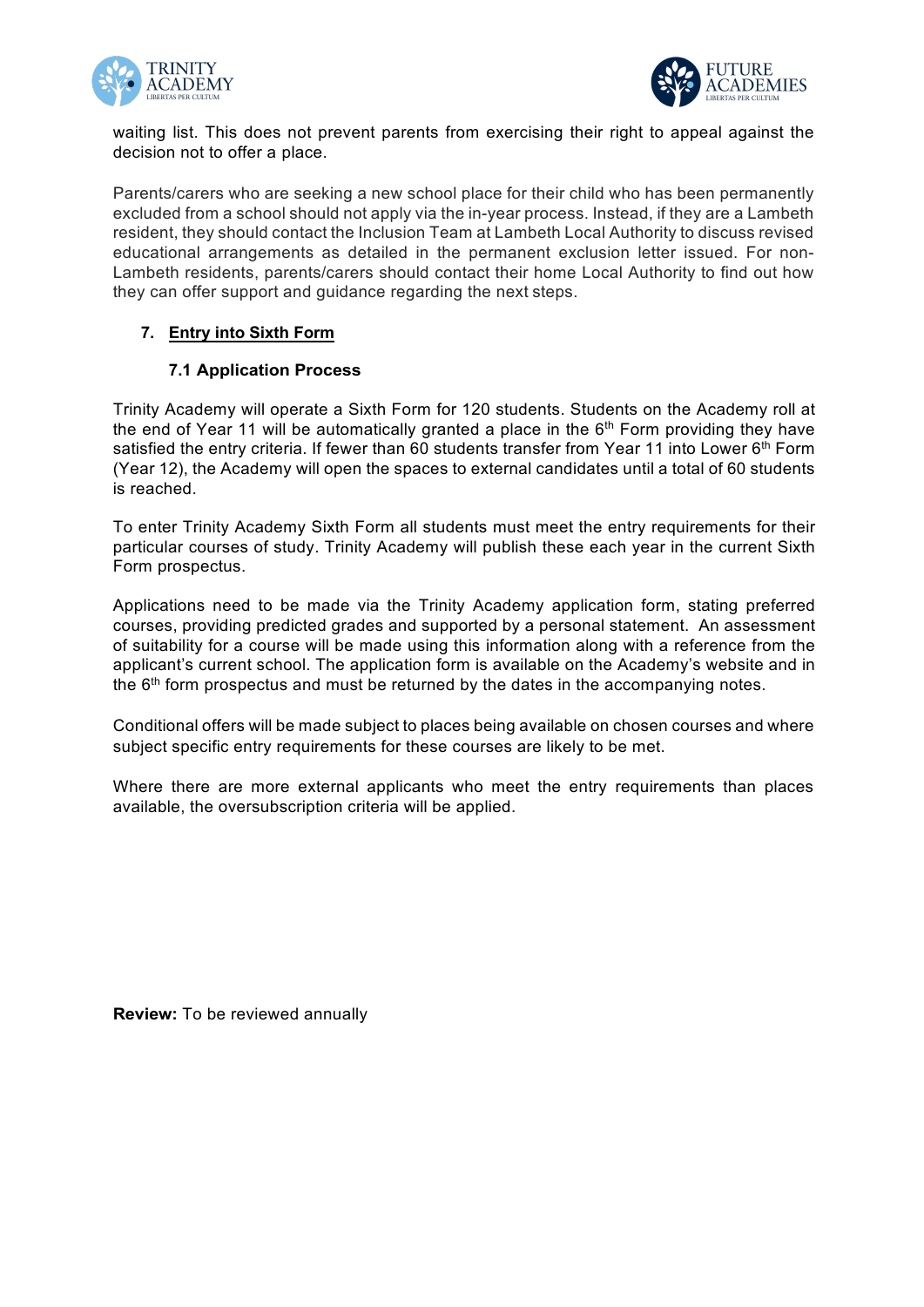waiting list. This does not prevent parents from exercising their right to appeal against the decision not to offer a place.

Parents/carers who are seeking a new school place for their child who has been permanently excluded from a school should not apply via the in-year process. Instead, if they are a Lambeth resident, they should contact the Inclusion Team at Lambeth Local Authority to discuss revised educational arrangements as detailed in the permanent exclusion letter issued. For non-Lambeth residents, parents/carers should contact their home Local Authority to find out how they can offer support and guidance regarding the next steps.

## 7. Entry into Sixth Form

### 7.1 Application Process

Trinity Academy will operate a Sixth Form for 120 students. Students on the Academy roll at the end of Year 11 will be automatically granted a place in the 6th Form providing they have satisfied the entry criteria. If fewer than 60 students transfer from Year 11 into Lower 6th Form (Year 12), the Academy will open the spaces to external candidates until a total of 60 students is reached.

To enter Trinity Academy Sixth Form all students must meet the entry requirements for their particular courses of study. Trinity Academy will publish these each year in the current Sixth Form prospectus.

Applications need to be made via the Trinity Academy application form, stating preferred courses, providing predicted grades and supported by a personal statement. An assessment of suitability for a course will be made using this information along with a reference from the applicant's current school. The application form is available on the Academy's website and in the 6th form prospectus and must be returned by the dates in the accompanying notes.

Conditional offers will be made subject to places being available on chosen courses and where subject specific entry requirements for these courses are likely to be met.

Where there are more external applicants who meet the entry requirements than places available, the oversubscription criteria will be applied.

**Review:** To be reviewed annually